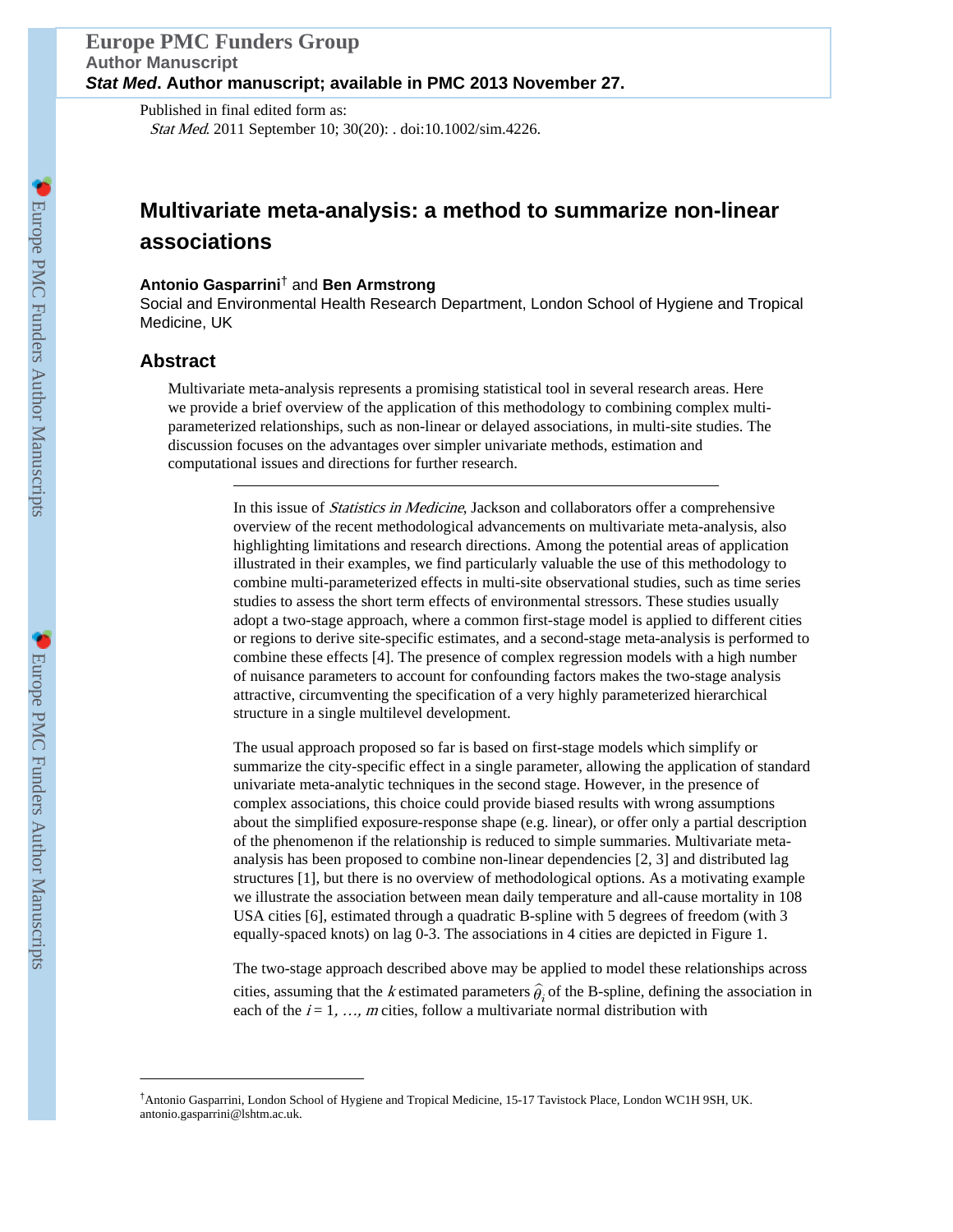# Multivariate meta-analysis: a method to summarize non-linear associations

**Antonio Gasparrini**[†] and **Ben Armstrong**

Social and Environmental Health Research Department, London School of Hygiene and Tropical Medicine, UK

## Abstract

Multivariate meta-analysis represents a promising statistical tool in several research areas. Here we provide a brief overview of the application of this methodology to combining complex multi-parameterized relationships, such as non-linear or delayed associations, in multi-site studies. The discussion focuses on the advantages over simpler univariate methods, estimation and computational issues and directions for further research.

---

In this issue of *Statistics in Medicine*, Jackson and collaborators offer a comprehensive overview of the recent methodological advancements on multivariate meta-analysis, also highlighting limitations and research directions. Among the potential areas of application illustrated in their examples, we find particularly valuable the use of this methodology to combine multi-parameterized effects in multi-site observational studies, such as time series studies to assess the short term effects of environmental stressors. These studies usually adopt a two-stage approach, where a common first-stage model is applied to different cities or regions to derive site-specific estimates, and a second-stage meta-analysis is performed to combine these effects [4]. The presence of complex regression models with a high number of nuisance parameters to account for confounding factors makes the two-stage analysis attractive, circumventing the specification of a very highly parameterized hierarchical structure in a single multilevel development.

The usual approach proposed so far is based on first-stage models which simplify or summarize the city-specific effect in a single parameter, allowing the application of standard univariate meta-analytic techniques in the second stage. However, in the presence of complex associations, this choice could provide biased results with wrong assumptions about the simplified exposure-response shape (e.g. linear), or offer only a partial description of the phenomenon if the relationship is reduced to simple summaries. Multivariate meta-analysis has been proposed to combine non-linear dependencies [2, 3] and distributed lag structures [1], but there is no overview of methodological options. As a motivating example we illustrate the association between mean daily temperature and all-cause mortality in 108 USA cities [6], estimated through a quadratic B-spline with 5 degrees of freedom (with 3 equally-spaced knots) on lag 0-3. The associations in 4 cities are depicted in Figure 1.

The two-stage approach described above may be applied to model these relationships across cities, assuming that the $k$ estimated parameters $\hat{\theta}_i$ of the B-spline, defining the association in each of the $i = 1, \ldots, m$ cities, follow a multivariate normal distribution with

---

[†] Antonio Gasparrini, London School of Hygiene and Tropical Medicine, 15-17 Tavistock Place, London WC1H 9SH, UK. antonio.gasparrini@lshtm.ac.uk.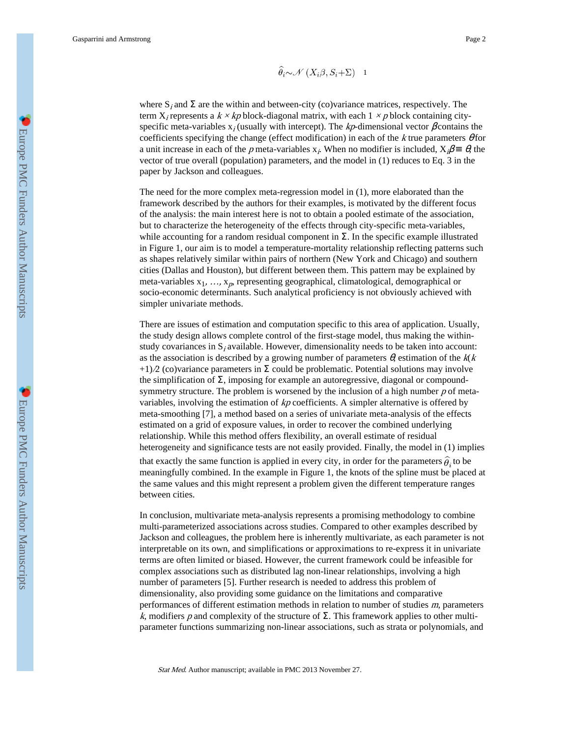$$\hat{\theta}_i \sim \mathcal{N}(X_i\beta, S_i + \Sigma) \quad 1$$

where $S_i$ and $\Sigma$ are the within and between-city (co)variance matrices, respectively. The term $X_i$ represents a $k \times kp$ block-diagonal matrix, with each $1 \times p$ block containing city-specific meta-variables $x_i$ (usually with intercept). The $kp$-dimensional vector $\beta$ contains the coefficients specifying the change (effect modification) in each of the $k$ true parameters $\theta$ for a unit increase in each of the $p$ meta-variables $x_i$. When no modifier is included, $X_i\beta \equiv \theta$, the vector of true overall (population) parameters, and the model in (1) reduces to Eq. 3 in the paper by Jackson and colleagues.

The need for the more complex meta-regression model in (1), more elaborated than the framework described by the authors for their examples, is motivated by the different focus of the analysis: the main interest here is not to obtain a pooled estimate of the association, but to characterize the heterogeneity of the effects through city-specific meta-variables, while accounting for a random residual component in $\Sigma$. In the specific example illustrated in Figure 1, our aim is to model a temperature-mortality relationship reflecting patterns such as shapes relatively similar within pairs of northern (New York and Chicago) and southern cities (Dallas and Houston), but different between them. This pattern may be explained by meta-variables $x_1, \dots, x_p$, representing geographical, climatological, demographical or socio-economic determinants. Such analytical proficiency is not obviously achieved with simpler univariate methods.

There are issues of estimation and computation specific to this area of application. Usually, the study design allows complete control of the first-stage model, thus making the within-study covariances in $S_i$ available. However, dimensionality needs to be taken into account: as the association is described by a growing number of parameters $\theta$, estimation of the $k(k+1)/2$ (co)variance parameters in $\Sigma$ could be problematic. Potential solutions may involve the simplification of $\Sigma$, imposing for example an autoregressive, diagonal or compound-symmetry structure. The problem is worsened by the inclusion of a high number $p$ of meta-variables, involving the estimation of $kp$ coefficients. A simpler alternative is offered by meta-smoothing [7], a method based on a series of univariate meta-analysis of the effects estimated on a grid of exposure values, in order to recover the combined underlying relationship. While this method offers flexibility, an overall estimate of residual heterogeneity and significance tests are not easily provided. Finally, the model in (1) implies that exactly the same function is applied in every city, in order for the parameters $\hat{\theta}_i$ to be meaningfully combined. In the example in Figure 1, the knots of the spline must be placed at the same values and this might represent a problem given the different temperature ranges between cities.

In conclusion, multivariate meta-analysis represents a promising methodology to combine multi-parameterized associations across studies. Compared to other examples described by Jackson and colleagues, the problem here is inherently multivariate, as each parameter is not interpretable on its own, and simplifications or approximations to re-express it in univariate terms are often limited or biased. However, the current framework could be infeasible for complex associations such as distributed lag non-linear relationships, involving a high number of parameters [5]. Further research is needed to address this problem of dimensionality, also providing some guidance on the limitations and comparative performances of different estimation methods in relation to number of studies $m$, parameters $k$, modifiers $p$ and complexity of the structure of $\Sigma$. This framework applies to other multi-parameter functions summarizing non-linear associations, such as strata or polynomials, and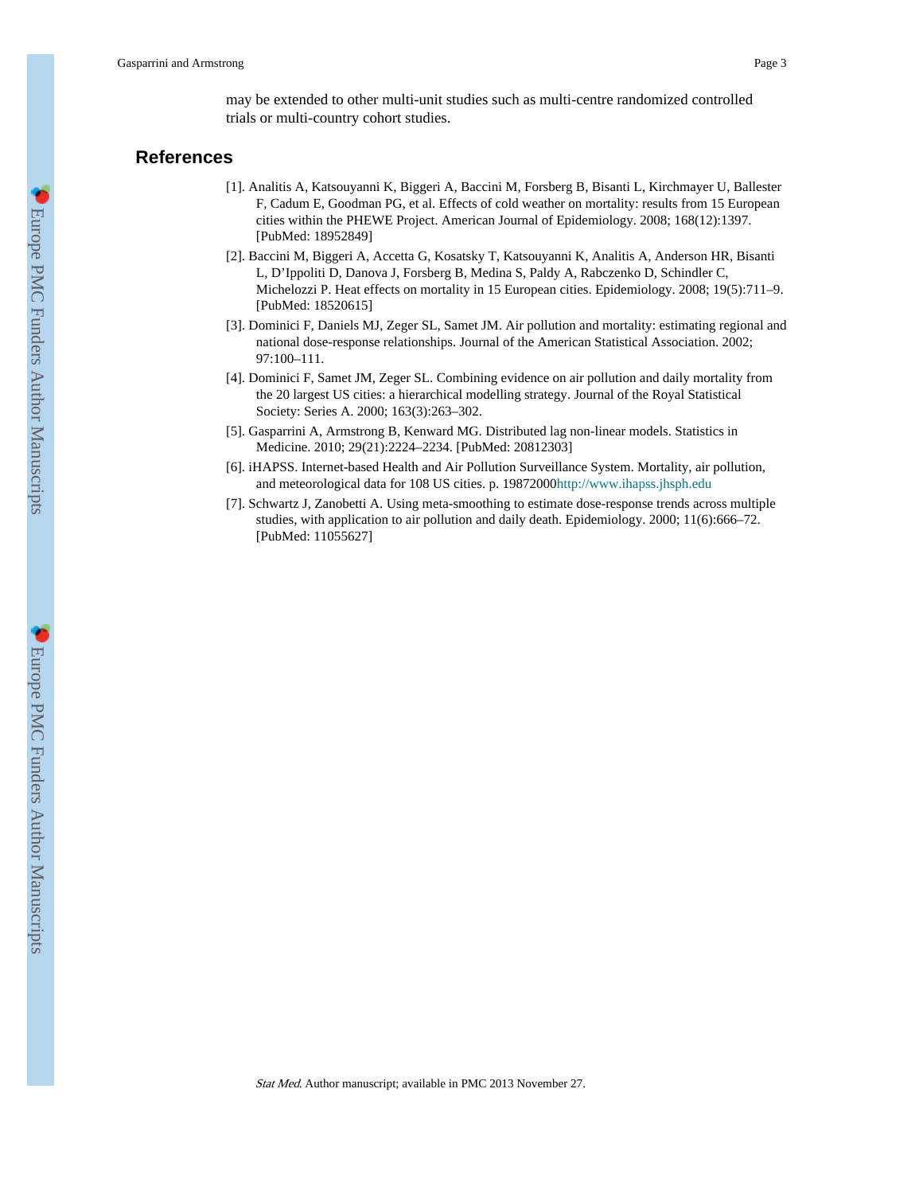may be extended to other multi-unit studies such as multi-centre randomized controlled trials or multi-country cohort studies.

## References

[1]. Analitis A, Katsouyanni K, Biggeri A, Baccini M, Forsberg B, Bisanti L, Kirchmayer U, Ballester F, Cadum E, Goodman PG, et al. Effects of cold weather on mortality: results from 15 European cities within the PHEWE Project. American Journal of Epidemiology. 2008; 168(12):1397. [PubMed: 18952849]

[2]. Baccini M, Biggeri A, Accetta G, Kosatsky T, Katsouyanni K, Analitis A, Anderson HR, Bisanti L, D'Ippoliti D, Danova J, Forsberg B, Medina S, Paldy A, Rabczenko D, Schindler C, Michelozzi P. Heat effects on mortality in 15 European cities. Epidemiology. 2008; 19(5):711–9. [PubMed: 18520615]

[3]. Dominici F, Daniels MJ, Zeger SL, Samet JM. Air pollution and mortality: estimating regional and national dose-response relationships. Journal of the American Statistical Association. 2002; 97:100–111.

[4]. Dominici F, Samet JM, Zeger SL. Combining evidence on air pollution and daily mortality from the 20 largest US cities: a hierarchical modelling strategy. Journal of the Royal Statistical Society: Series A. 2000; 163(3):263–302.

[5]. Gasparrini A, Armstrong B, Kenward MG. Distributed lag non-linear models. Statistics in Medicine. 2010; 29(21):2224–2234. [PubMed: 20812303]

[6]. iHAPSS. Internet-based Health and Air Pollution Surveillance System. Mortality, air pollution, and meteorological data for 108 US cities. p. 19872000http://www.ihapss.jhsph.edu

[7]. Schwartz J, Zanobetti A. Using meta-smoothing to estimate dose-response trends across multiple studies, with application to air pollution and daily death. Epidemiology. 2000; 11(6):666–72. [PubMed: 11055627]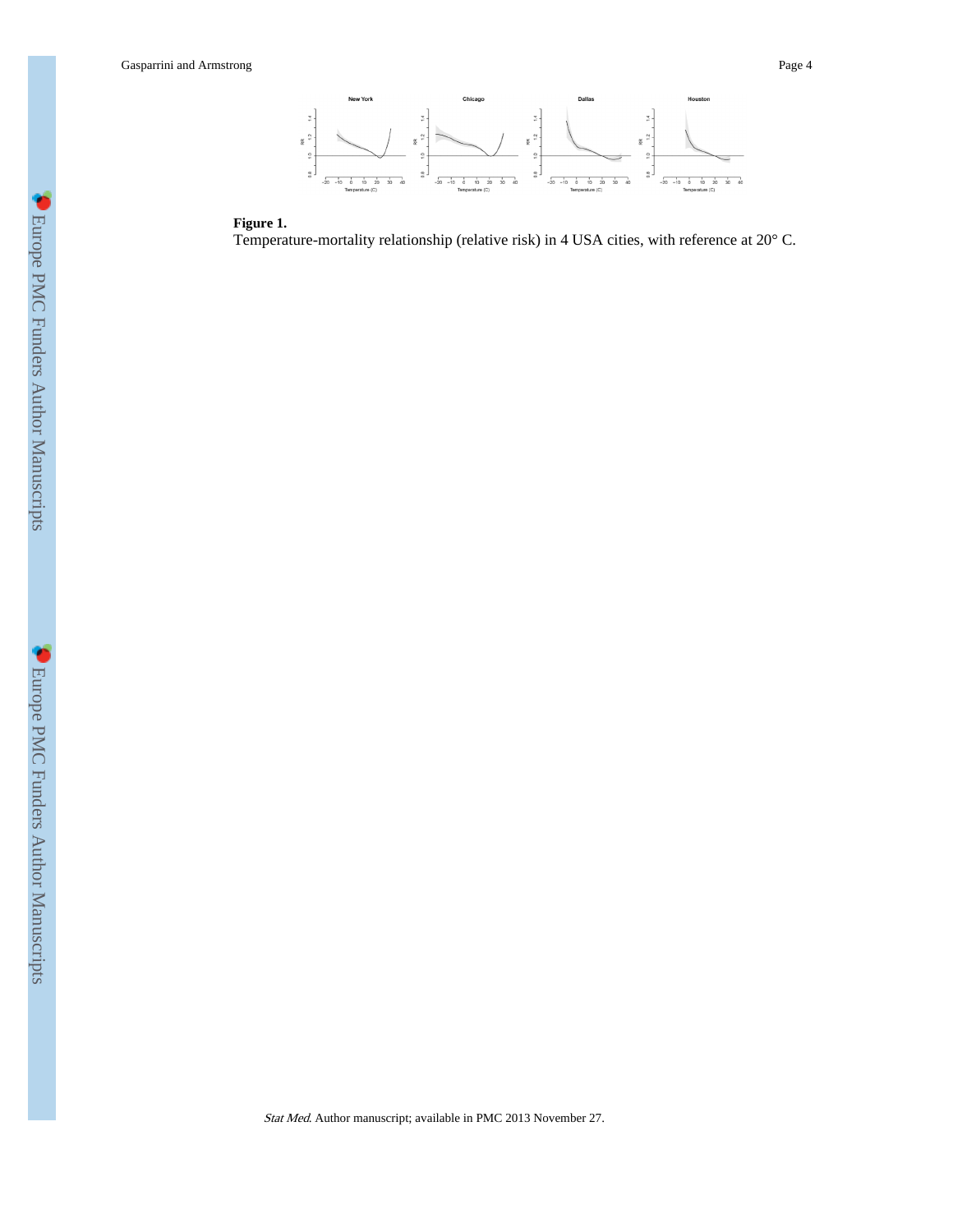New York

Chicago

Dallas

Houston

RR

0.8 1.0 1.2 1.4

-20 -10 0 10 20 30 40

-30 -15 0 15 30

-30 -20 -10 0 10 20 30 40

-30 -10 0 10 20 30 40

Temperature (C)

**Figure 1.**

Temperature-mortality relationship (relative risk) in 4 USA cities, with reference at 20° C.